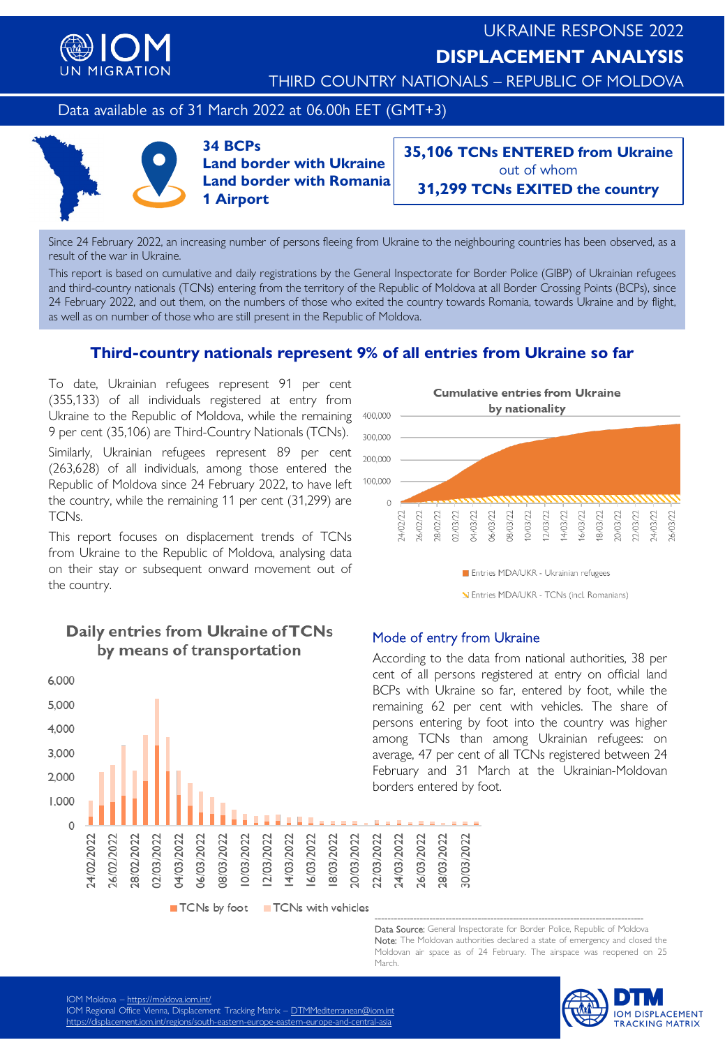# UKRAINE RESPONSE 2022

## DISPLACEMENT ANALYSIS

THIRD COUNTRY NATIONALS – REPUBLIC OF MOLDOVA

Data available as of 31 March 2022 at 06.00h EET (GMT+3)

**34 BCPs**
**Land border with Ukraine**
**Land border with Romania**
**1 Airport**

**35,106 TCNs ENTERED from Ukraine**
out of whom
**31,299 TCNs EXITED the country**

Since 24 February 2022, an increasing number of persons fleeing from Ukraine to the neighbouring countries has been observed, as a result of the war in Ukraine.

This report is based on cumulative and daily registrations by the General Inspectorate for Border Police (GIBP) of Ukrainian refugees and third-country nationals (TCNs) entering from the territory of the Republic of Moldova at all Border Crossing Points (BCPs), since 24 February 2022, and out them, on the numbers of those who exited the country towards Romania, towards Ukraine and by flight, as well as on number of those who are still present in the Republic of Moldova.

## Third-country nationals represent 9% of all entries from Ukraine so far

To date, Ukrainian refugees represent 91 per cent (355,133) of all individuals registered at entry from Ukraine to the Republic of Moldova, while the remaining 9 per cent (35,106) are Third-Country Nationals (TCNs).

Similarly, Ukrainian refugees represent 89 per cent (263,628) of all individuals, among those entered the Republic of Moldova since 24 February 2022, to have left the country, while the remaining 11 per cent (31,299) are TCNs.

This report focuses on displacement trends of TCNs from Ukraine to the Republic of Moldova, analysing data on their stay or subsequent onward movement out of the country.

**Cumulative entries from Ukraine by nationality**

Entries MDA/UKR - Ukrainian refugees
Entries MDA/UKR - TCNs (incl. Romanians)

**Daily entries from Ukraine of TCNs by means of transportation**

TCNs by foot    TCNs with vehicles

### Mode of entry from Ukraine

According to the data from national authorities, 38 per cent of all persons registered at entry on official land BCPs with Ukraine so far, entered by foot, while the remaining 62 per cent entered with vehicles. The share of persons entering by foot into the country was higher among TCNs than among Ukrainian refugees: on average, 47 per cent of all TCNs registered between 24 February and 31 March at the Ukrainian-Moldovan borders entered by foot.

---

Data Source: General Inspectorate for Border Police, Republic of Moldova
Note: The Moldovan authorities declared a state of emergency and closed the Moldovan air space as of 24 February. The airspace was reopened on 25 March.

IOM Moldova – https://moldova.iom.int/
IOM Regional Office Vienna, Displacement Tracking Matrix – DTMMediterranean@iom.int
https://displacement.iom.int/regions/south-eastern-europe-eastern-europe-and-central-asia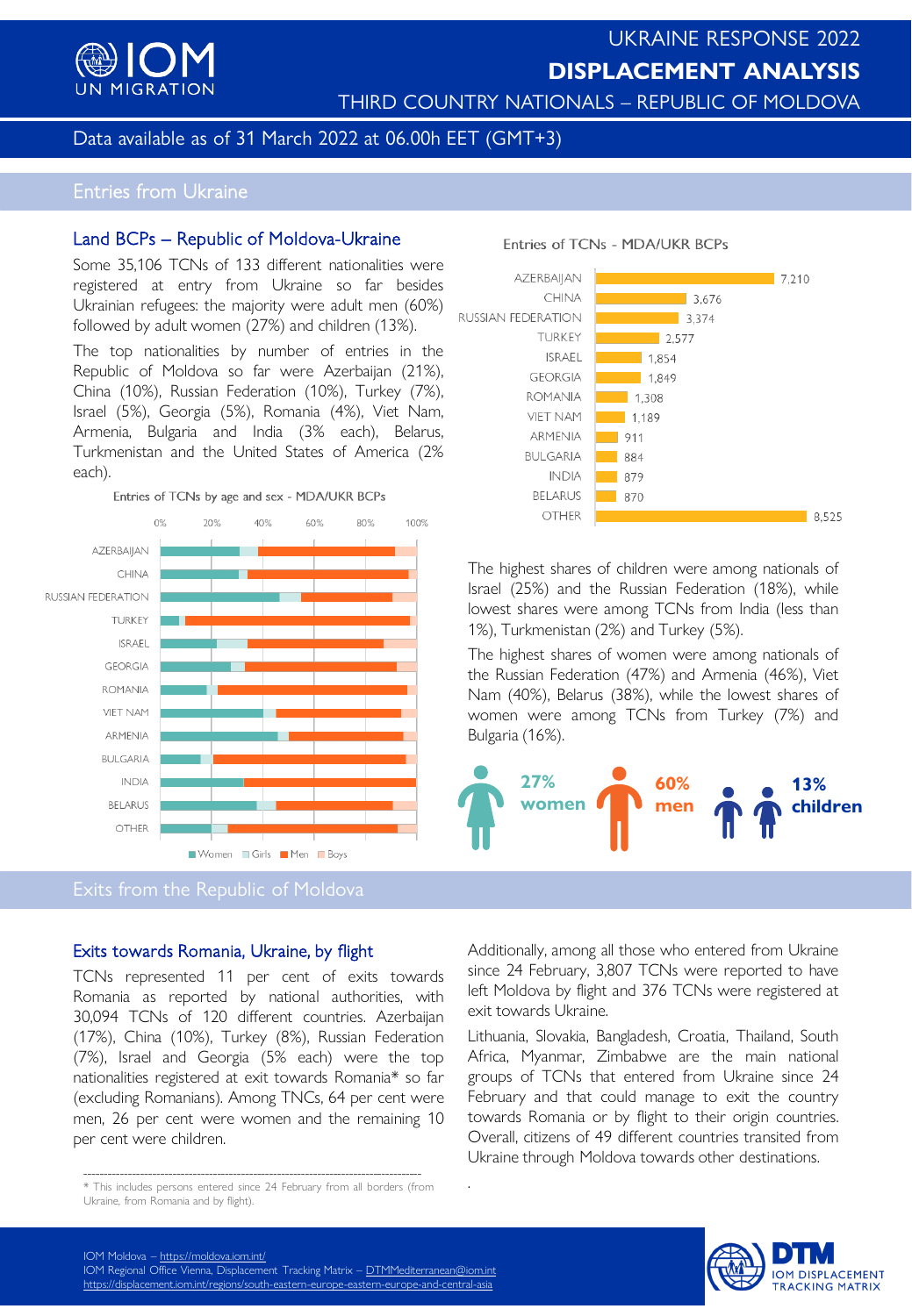# UKRAINE RESPONSE 2022

# DISPLACEMENT ANALYSIS

## THIRD COUNTRY NATIONALS – REPUBLIC OF MOLDOVA

Data available as of 31 March 2022 at 06.00h EET (GMT+3)

## Entries from Ukraine

### Land BCPs – Republic of Moldova-Ukraine

Some 35,106 TCNs of 133 different nationalities were registered at entry from Ukraine so far besides Ukrainian refugees: the majority were adult men (60%) followed by adult women (27%) and children (13%).

The top nationalities by number of entries in the Republic of Moldova so far were Azerbaijan (21%), China (10%), Russian Federation (10%), Turkey (7%), Israel (5%), Georgia (5%), Romania (4%), Viet Nam, Armenia, Bulgaria and India (3% each), Belarus, Turkmenistan and the United States of America (2% each).

Entries of TCNs by age and sex - MDA/UKR BCPs

Entries of TCNs - MDA/UKR BCPs

| Nationality | Entries |
|---|---|
| AZERBAIJAN | 7,210 |
| CHINA | 3,676 |
| RUSSIAN FEDERATION | 3,374 |
| TURKEY | 2,577 |
| ISRAEL | 1,854 |
| GEORGIA | 1,849 |
| ROMANIA | 1,308 |
| VIET NAM | 1,189 |
| ARMENIA | 911 |
| BULGARIA | 884 |
| INDIA | 879 |
| BELARUS | 870 |
| OTHER | 8,525 |

The highest shares of children were among nationals of Israel (25%) and the Russian Federation (18%), while lowest shares were among TCNs from India (less than 1%), Turkmenistan (2%) and Turkey (5%).

The highest shares of women were among nationals of the Russian Federation (47%) and Armenia (46%), Viet Nam (40%), Belarus (38%), while the lowest shares of women were among TCNs from Turkey (7%) and Bulgaria (16%).

**27% women** **60% men** **13% children**

## Exits from the Republic of Moldova

### Exits towards Romania, Ukraine, by flight

TCNs represented 11 per cent of exits towards Romania as reported by national authorities, with 30,094 TCNs of 120 different countries. Azerbaijan (17%), China (10%), Turkey (8%), Russian Federation (7%), Israel and Georgia (5% each) were the top nationalities registered at exit towards Romania* so far (excluding Romanians). Among TNCs, 64 per cent were men, 26 per cent were women and the remaining 10 per cent were children.

Additionally, among all those who entered from Ukraine since 24 February, 3,807 TCNs were reported to have left Moldova by flight and 376 TCNs were registered at exit towards Ukraine.

Lithuania, Slovakia, Bangladesh, Croatia, Thailand, South Africa, Myanmar, Zimbabwe are the main national groups of TCNs that entered from Ukraine since 24 February and that could manage to exit the country towards Romania or by flight to their origin countries. Overall, citizens of 49 different countries transited from Ukraine through Moldova towards other destinations.

* This includes persons entered since 24 February from all borders (from Ukraine, from Romania and by flight).

IOM Moldova – https://moldova.iom.int/
IOM Regional Office Vienna, Displacement Tracking Matrix – DTMMediterranean@iom.int
https://displacement.iom.int/regions/south-eastern-europe-eastern-europe-and-central-asia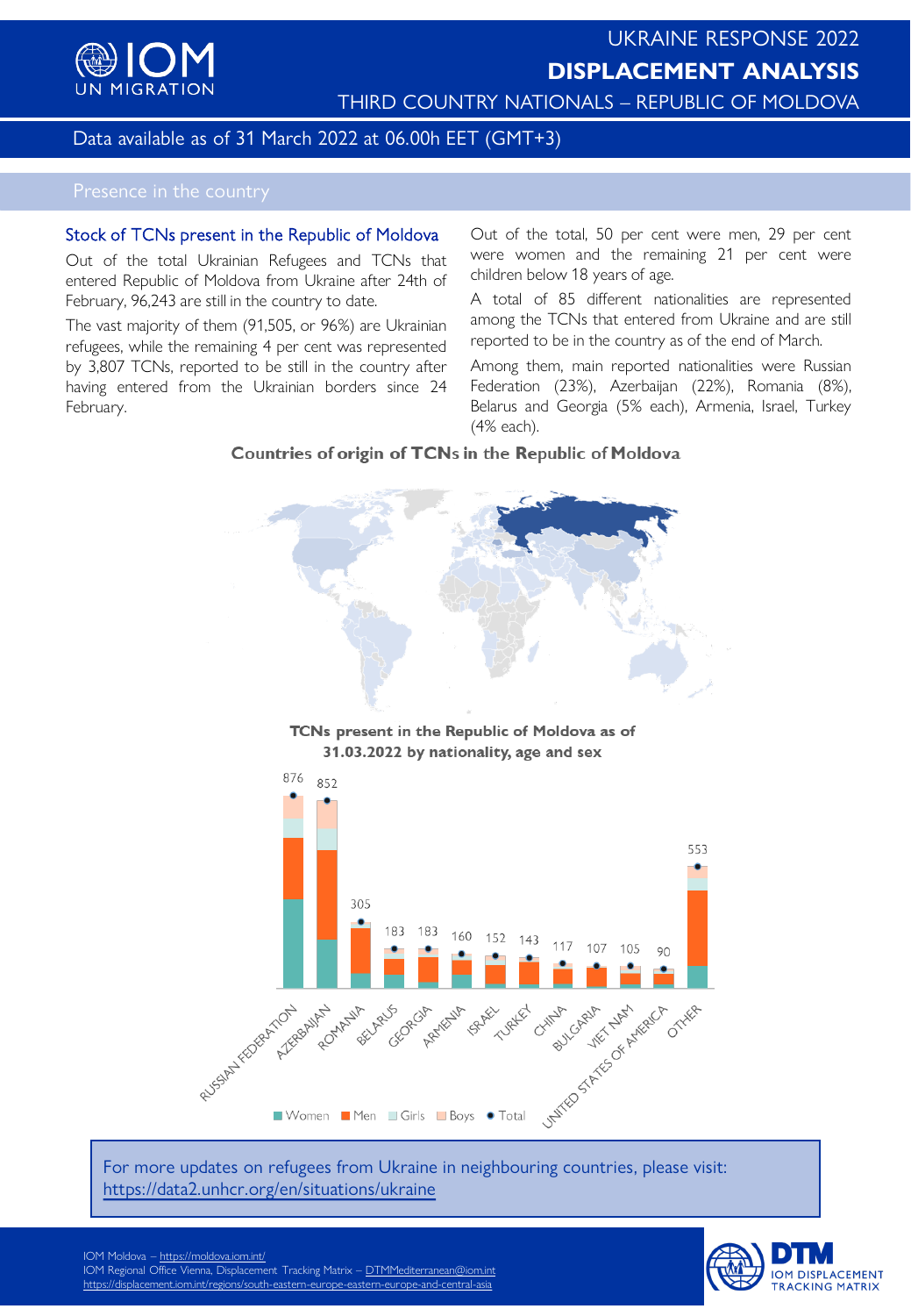# UKRAINE RESPONSE 2022

## DISPLACEMENT ANALYSIS

THIRD COUNTRY NATIONALS – REPUBLIC OF MOLDOVA

Data available as of 31 March 2022 at 06.00h EET (GMT+3)

## Presence in the country

### Stock of TCNs present in the Republic of Moldova

Out of the total Ukrainian Refugees and TCNs that entered Republic of Moldova from Ukraine after 24th of February, 96,243 are still in the country to date.

The vast majority of them (91,505, or 96%) are Ukrainian refugees, while the remaining 4 per cent was represented by 3,807 TCNs, reported to be still in the country after having entered from the Ukrainian borders since 24 February.

Out of the total, 50 per cent were men, 29 per cent were women and the remaining 21 per cent were children below 18 years of age.

A total of 85 different nationalities are represented among the TCNs that entered from Ukraine and are still reported to be in the country as of the end of March.

Among them, main reported nationalities were Russian Federation (23%), Azerbaijan (22%), Romania (8%), Belarus and Georgia (5% each), Armenia, Israel, Turkey (4% each).

**Countries of origin of TCNs in the Republic of Moldova**

**TCNs present in the Republic of Moldova as of 31.03.2022 by nationality, age and sex**

876 852 305 183 183 160 152 143 117 107 105 90 553

RUSSIAN FEDERATION, AZERBAIJAN, ROMANIA, BELARUS, GEORGIA, ARMENIA, ISRAEL, TURKEY, CHINA, BULGARIA, VIET NAM, UNITED STATES OF AMERICA, OTHER

Women Men Girls Boys Total

For more updates on refugees from Ukraine in neighbouring countries, please visit: https://data2.unhcr.org/en/situations/ukraine

IOM Moldova – https://moldova.iom.int/
IOM Regional Office Vienna, Displacement Tracking Matrix – DTMMediterranean@iom.int
https://displacement.iom.int/regions/south-eastern-europe-eastern-europe-and-central-asia